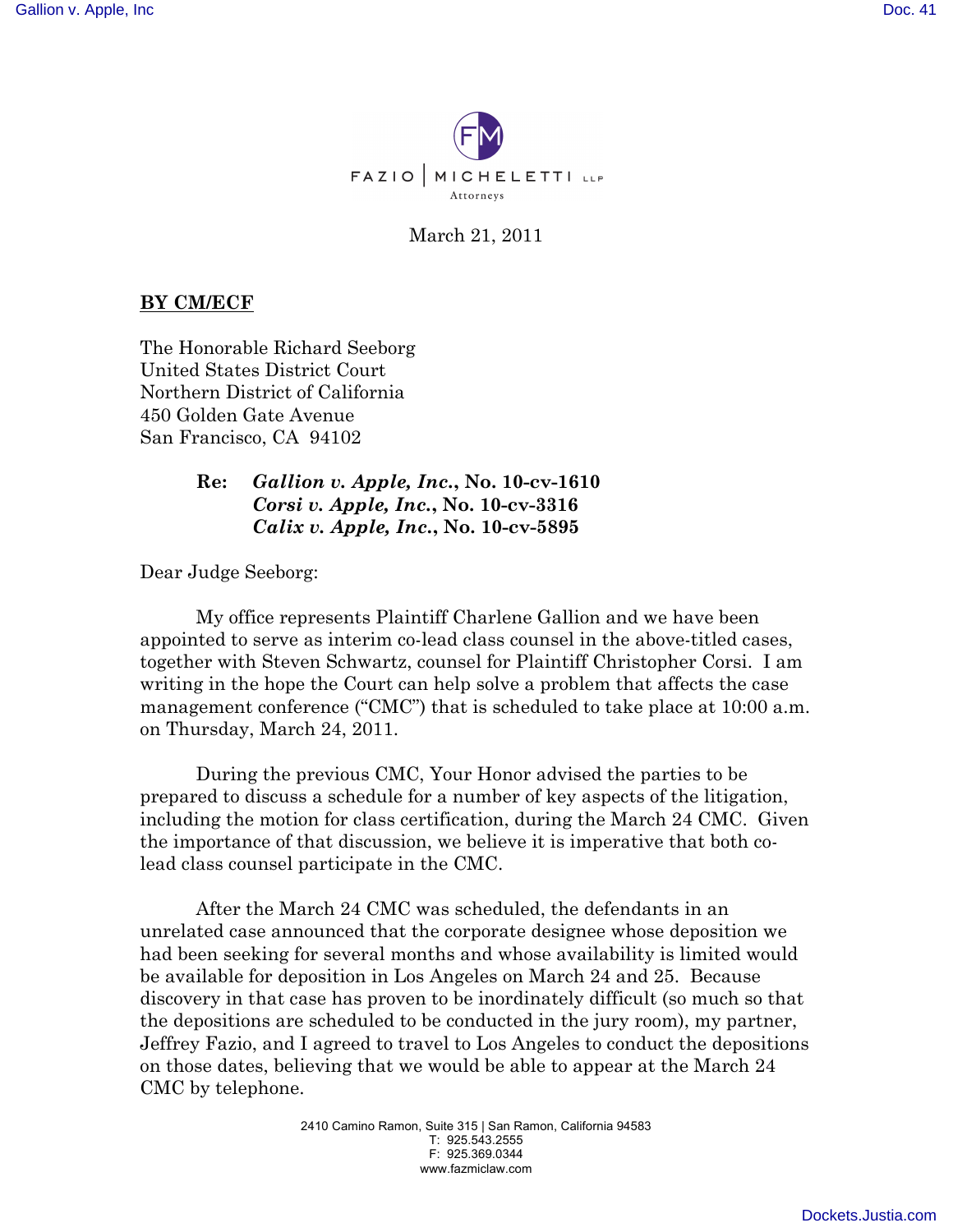FAZIO | MICHELETTI LLP

Attorneys

March 21, 2011

**BY CM/ECF**

The Honorable Richard Seeborg
United States District Court
Northern District of California
450 Golden Gate Avenue
San Francisco, CA 94102

**Re:** ***Gallion v. Apple, Inc.*, No. 10-cv-1610**
***Corsi v. Apple, Inc.*, No. 10-cv-3316**
***Calix v. Apple, Inc.*, No. 10-cv-5895**

Dear Judge Seeborg:

My office represents Plaintiff Charlene Gallion and we have been appointed to serve as interim co-lead class counsel in the above-titled cases, together with Steven Schwartz, counsel for Plaintiff Christopher Corsi. I am writing in the hope the Court can help solve a problem that affects the case management conference ("CMC") that is scheduled to take place at 10:00 a.m. on Thursday, March 24, 2011.

During the previous CMC, Your Honor advised the parties to be prepared to discuss a schedule for a number of key aspects of the litigation, including the motion for class certification, during the March 24 CMC. Given the importance of that discussion, we believe it is imperative that both co-lead class counsel participate in the CMC.

After the March 24 CMC was scheduled, the defendants in an unrelated case announced that the corporate designee whose deposition we had been seeking for several months and whose availability is limited would be available for deposition in Los Angeles on March 24 and 25. Because discovery in that case has proven to be inordinately difficult (so much so that the depositions are scheduled to be conducted in the jury room), my partner, Jeffrey Fazio, and I agreed to travel to Los Angeles to conduct the depositions on those dates, believing that we would be able to appear at the March 24 CMC by telephone.

2410 Camino Ramon, Suite 315 | San Ramon, California 94583
T: 925.543.2555
F: 925.369.0344
www.fazmiclaw.com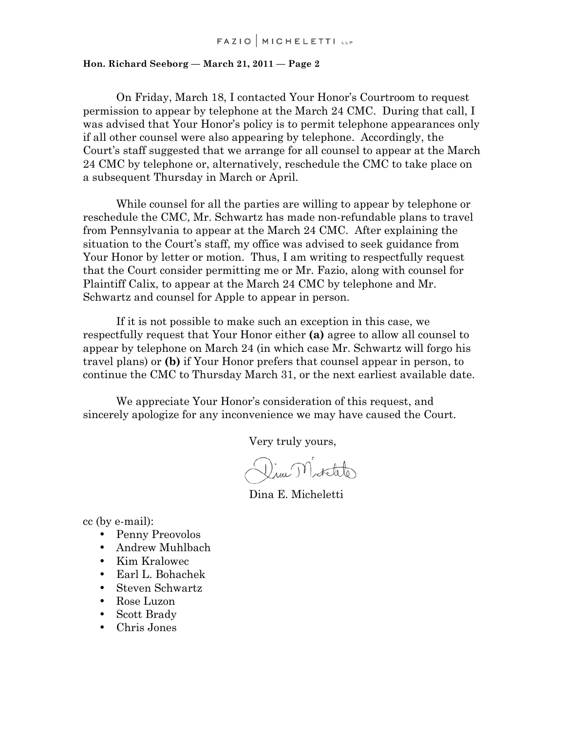On Friday, March 18, I contacted Your Honor's Courtroom to request permission to appear by telephone at the March 24 CMC. During that call, I was advised that Your Honor's policy is to permit telephone appearances only if all other counsel were also appearing by telephone. Accordingly, the Court's staff suggested that we arrange for all counsel to appear at the March 24 CMC by telephone or, alternatively, reschedule the CMC to take place on a subsequent Thursday in March or April.

While counsel for all the parties are willing to appear by telephone or reschedule the CMC, Mr. Schwartz has made non-refundable plans to travel from Pennsylvania to appear at the March 24 CMC. After explaining the situation to the Court's staff, my office was advised to seek guidance from Your Honor by letter or motion. Thus, I am writing to respectfully request that the Court consider permitting me or Mr. Fazio, along with counsel for Plaintiff Calix, to appear at the March 24 CMC by telephone and Mr. Schwartz and counsel for Apple to appear in person.

If it is not possible to make such an exception in this case, we respectfully request that Your Honor either **(a)** agree to allow all counsel to appear by telephone on March 24 (in which case Mr. Schwartz will forgo his travel plans) or **(b)** if Your Honor prefers that counsel appear in person, to continue the CMC to Thursday March 31, or the next earliest available date.

We appreciate Your Honor's consideration of this request, and sincerely apologize for any inconvenience we may have caused the Court.

Very truly yours,

Dina E. Micheletti

cc (by e-mail):

- Penny Preovolos
- Andrew Muhlbach
- Kim Kralowec
- Earl L. Bohachek
- Steven Schwartz
- Rose Luzon
- Scott Brady
- Chris Jones